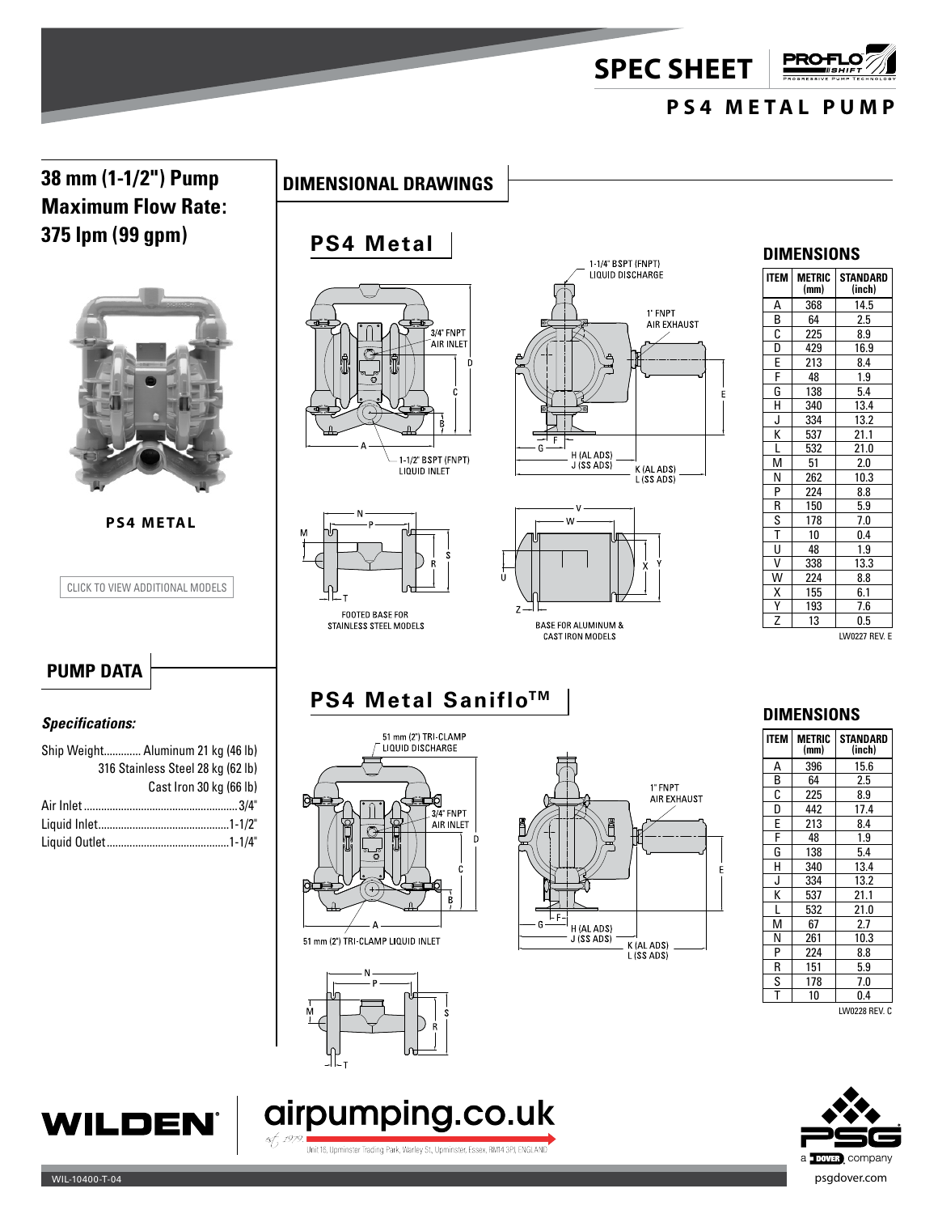# SPEC SHEET

## PS4 METAL PUMP

# 38 mm (1-1/2") Pump Maximum Flow Rate: 375 lpm (99 gpm)

PS4 METAL

CLICK TO VIEW ADDITIONAL MODELS

## PUMP DATA

***Specifications:***

Ship Weight............. Aluminum 21 kg (46 lb)
316 Stainless Steel 28 kg (62 lb)
Cast Iron 30 kg (66 lb)

Air Inlet......................................................3/4"
Liquid Inlet.............................................1-1/2"
Liquid Outlet...........................................1-1/4"

## DIMENSIONAL DRAWINGS

### PS4 Metal

1-1/4" BSPT (FNPT) LIQUID DISCHARGE
1" FNPT AIR EXHAUST
3/4" FNPT AIR INLET
1-1/2" BSPT (FNPT) LIQUID INLET
H (AL ADS) J (SS ADS)
K (AL ADS) L (SS ADS)
FOOTED BASE FOR STAINLESS STEEL MODELS
BASE FOR ALUMINUM & CAST IRON MODELS

### DIMENSIONS

| ITEM | METRIC (mm) | STANDARD (inch) |
|---|---|---|
| A | 368 | 14.5 |
| B | 64 | 2.5 |
| C | 225 | 8.9 |
| D | 429 | 16.9 |
| E | 213 | 8.4 |
| F | 48 | 1.9 |
| G | 138 | 5.4 |
| H | 340 | 13.4 |
| J | 334 | 13.2 |
| K | 537 | 21.1 |
| L | 532 | 21.0 |
| M | 51 | 2.0 |
| N | 262 | 10.3 |
| P | 224 | 8.8 |
| R | 150 | 5.9 |
| S | 178 | 7.0 |
| T | 10 | 0.4 |
| U | 48 | 1.9 |
| V | 338 | 13.3 |
| W | 224 | 8.8 |
| X | 155 | 6.1 |
| Y | 193 | 7.6 |
| Z | 13 | 0.5 |

LW0227 REV. E

### PS4 Metal Saniflo™

51 mm (2") TRI-CLAMP LIQUID DISCHARGE
3/4" FNPT AIR INLET
1" FNPT AIR EXHAUST
51 mm (2") TRI-CLAMP LIQUID INLET
H (AL ADS) J (SS ADS)
K (AL ADS) L (SS ADS)

### DIMENSIONS

| ITEM | METRIC (mm) | STANDARD (inch) |
|---|---|---|
| A | 396 | 15.6 |
| B | 64 | 2.5 |
| C | 225 | 8.9 |
| D | 442 | 17.4 |
| E | 213 | 8.4 |
| F | 48 | 1.9 |
| G | 138 | 5.4 |
| H | 340 | 13.4 |
| J | 334 | 13.2 |
| K | 537 | 21.1 |
| L | 532 | 21.0 |
| M | 67 | 2.7 |
| N | 261 | 10.3 |
| P | 224 | 8.8 |
| R | 151 | 5.9 |
| S | 178 | 7.0 |
| T | 10 | 0.4 |

LW0228 REV. C

airpumping.co.uk
Unit 16, Upminster Trading Park, Warley St, Upminster, Essex, RM14 3PJ, ENGLAND

WIL-10400-T-04

psgdover.com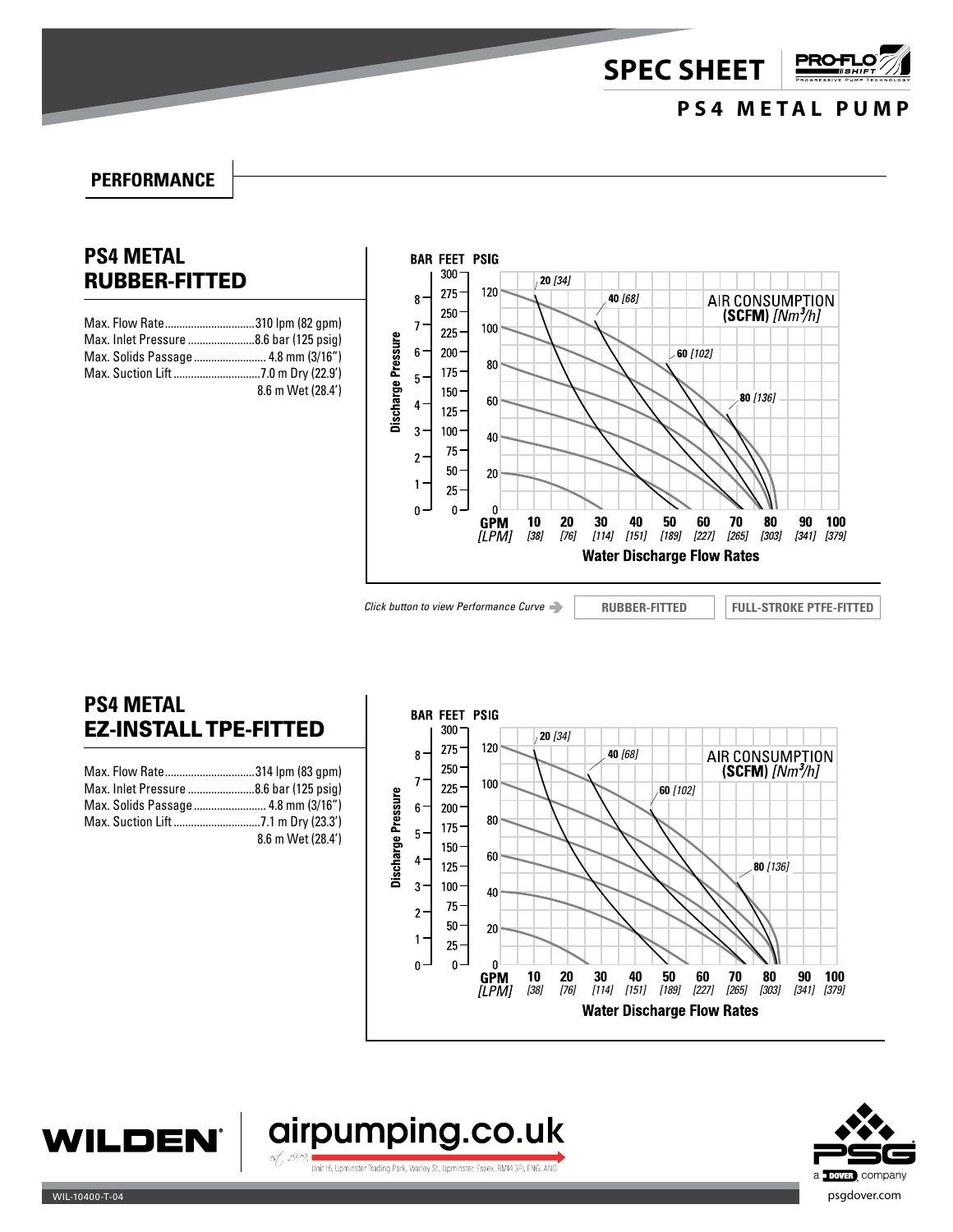SPEC SHEET

PS4 METAL PUMP

## PERFORMANCE

### PS4 METAL RUBBER-FITTED

Max. Flow Rate ............................... 310 lpm (82 gpm)
Max. Inlet Pressure ....................... 8.6 bar (125 psig)
Max. Solids Passage ......................... 4.8 mm (3/16")
Max. Suction Lift .............................. 7.0 m Dry (22.9')
8.6 m Wet (28.4')

BAR FEET PSIG

Discharge Pressure

0 1 2 3 4 5 6 7 8

0 25 50 75 100 125 150 175 200 225 250 275 300

0 20 40 60 80 100 120

20 [34]
40 [68]
60 [102]
80 [136]

AIR CONSUMPTION (SCFM) [Nm³/h]

GPM [LPM]
10 [38] 20 [76] 30 [114] 40 [151] 50 [189] 60 [227] 70 [265] 80 [303] 90 [341] 100 [379]

Water Discharge Flow Rates

*Click button to view Performance Curve*

RUBBER-FITTED

FULL-STROKE PTFE-FITTED

### PS4 METAL EZ-INSTALL TPE-FITTED

Max. Flow Rate ............................... 314 lpm (83 gpm)
Max. Inlet Pressure ....................... 8.6 bar (125 psig)
Max. Solids Passage ......................... 4.8 mm (3/16")
Max. Suction Lift .............................. 7.1 m Dry (23.3')
8.6 m Wet (28.4')

BAR FEET PSIG

Discharge Pressure

0 1 2 3 4 5 6 7 8

0 25 50 75 100 125 150 175 200 225 250 275 300

0 20 40 60 80 100 120

20 [34]
40 [68]
60 [102]
80 [136]

AIR CONSUMPTION (SCFM) [Nm³/h]

GPM [LPM]
10 [38] 20 [76] 30 [114] 40 [151] 50 [189] 60 [227] 70 [265] 80 [303] 90 [341] 100 [379]

Water Discharge Flow Rates

airpumping.co.uk

Unit 16, Upminster Trading Park, Warley St., Upminster, Essex, RM14 3PJ, ENGLAND

WIL-10400-T-04

psgdover.com